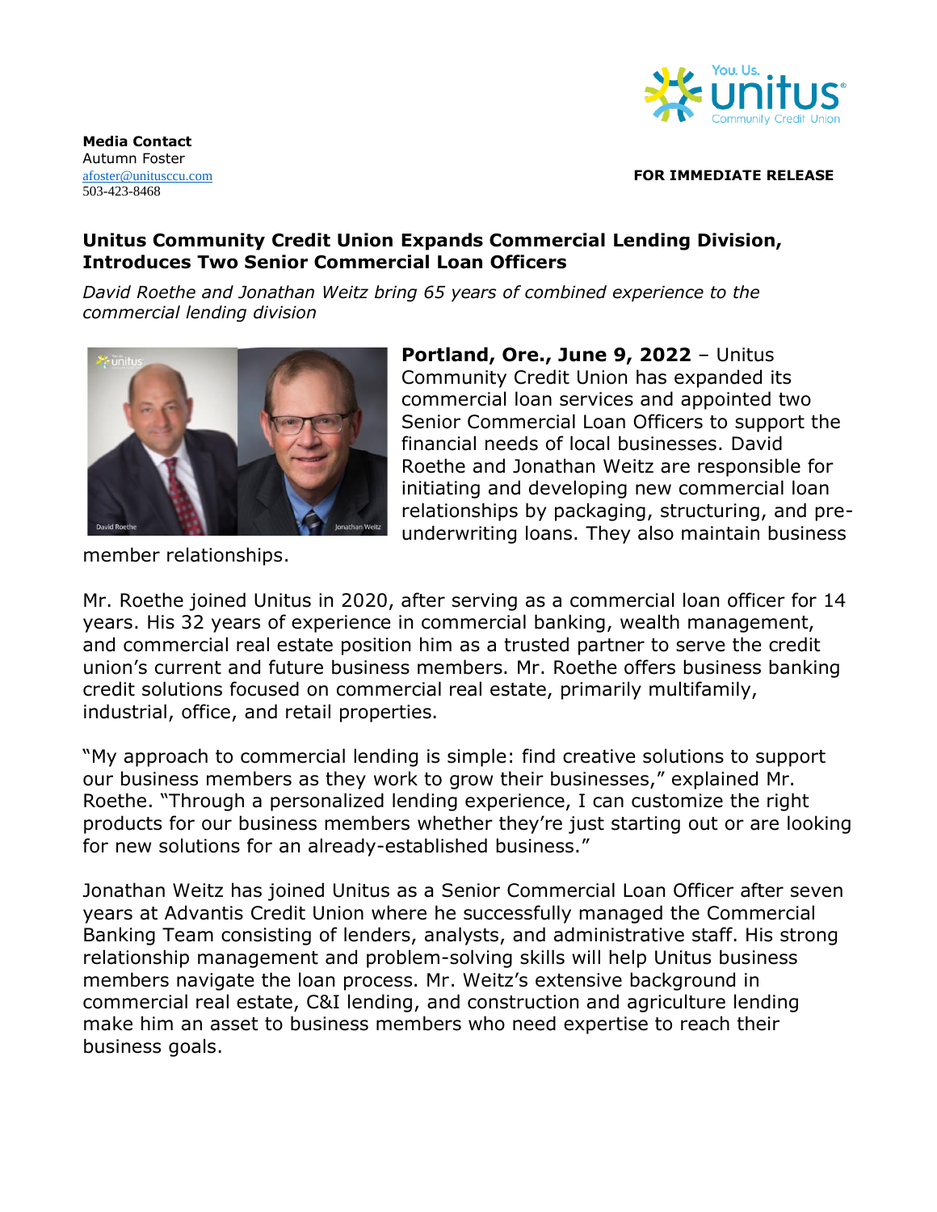**Media Contact**
Autumn Foster
afoster@unitusccu.com
503-423-8468

**FOR IMMEDIATE RELEASE**

## Unitus Community Credit Union Expands Commercial Lending Division, Introduces Two Senior Commercial Loan Officers

*David Roethe and Jonathan Weitz bring 65 years of combined experience to the commercial lending division*

**Portland, Ore., June 9, 2022** – Unitus Community Credit Union has expanded its commercial loan services and appointed two Senior Commercial Loan Officers to support the financial needs of local businesses. David Roethe and Jonathan Weitz are responsible for initiating and developing new commercial loan relationships by packaging, structuring, and pre-underwriting loans. They also maintain business member relationships.

Mr. Roethe joined Unitus in 2020, after serving as a commercial loan officer for 14 years. His 32 years of experience in commercial banking, wealth management, and commercial real estate position him as a trusted partner to serve the credit union's current and future business members. Mr. Roethe offers business banking credit solutions focused on commercial real estate, primarily multifamily, industrial, office, and retail properties.

"My approach to commercial lending is simple: find creative solutions to support our business members as they work to grow their businesses," explained Mr. Roethe. "Through a personalized lending experience, I can customize the right products for our business members whether they're just starting out or are looking for new solutions for an already-established business."

Jonathan Weitz has joined Unitus as a Senior Commercial Loan Officer after seven years at Advantis Credit Union where he successfully managed the Commercial Banking Team consisting of lenders, analysts, and administrative staff. His strong relationship management and problem-solving skills will help Unitus business members navigate the loan process. Mr. Weitz's extensive background in commercial real estate, C&I lending, and construction and agriculture lending make him an asset to business members who need expertise to reach their business goals.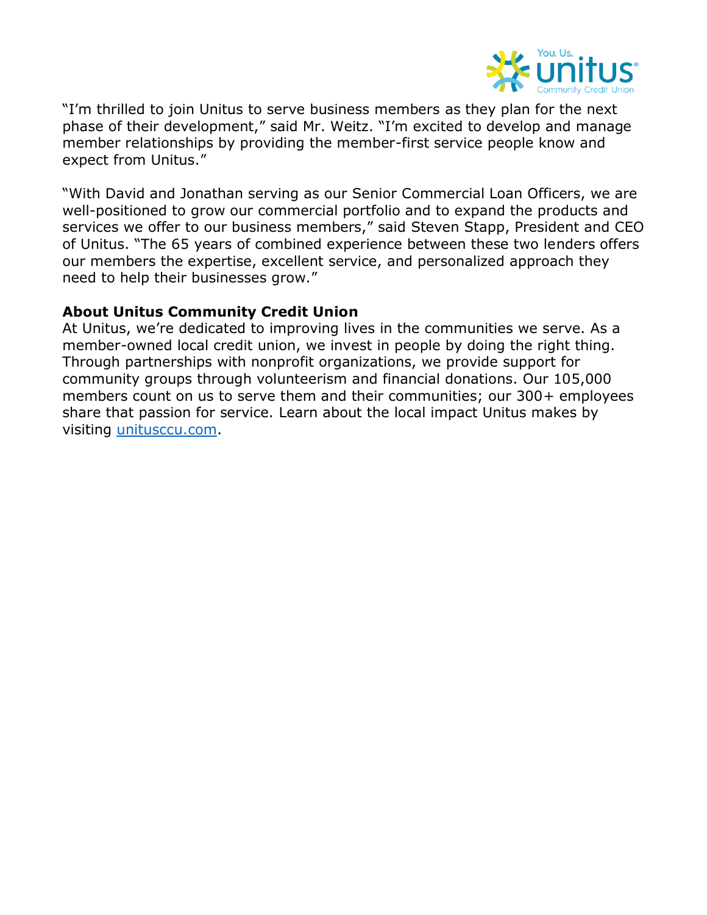"I'm thrilled to join Unitus to serve business members as they plan for the next phase of their development," said Mr. Weitz. "I'm excited to develop and manage member relationships by providing the member-first service people know and expect from Unitus."

"With David and Jonathan serving as our Senior Commercial Loan Officers, we are well-positioned to grow our commercial portfolio and to expand the products and services we offer to our business members," said Steven Stapp, President and CEO of Unitus. "The 65 years of combined experience between these two lenders offers our members the expertise, excellent service, and personalized approach they need to help their businesses grow."

**About Unitus Community Credit Union**

At Unitus, we're dedicated to improving lives in the communities we serve. As a member-owned local credit union, we invest in people by doing the right thing. Through partnerships with nonprofit organizations, we provide support for community groups through volunteerism and financial donations. Our 105,000 members count on us to serve them and their communities; our 300+ employees share that passion for service. Learn about the local impact Unitus makes by visiting [unitusccu.com](unitusccu.com).